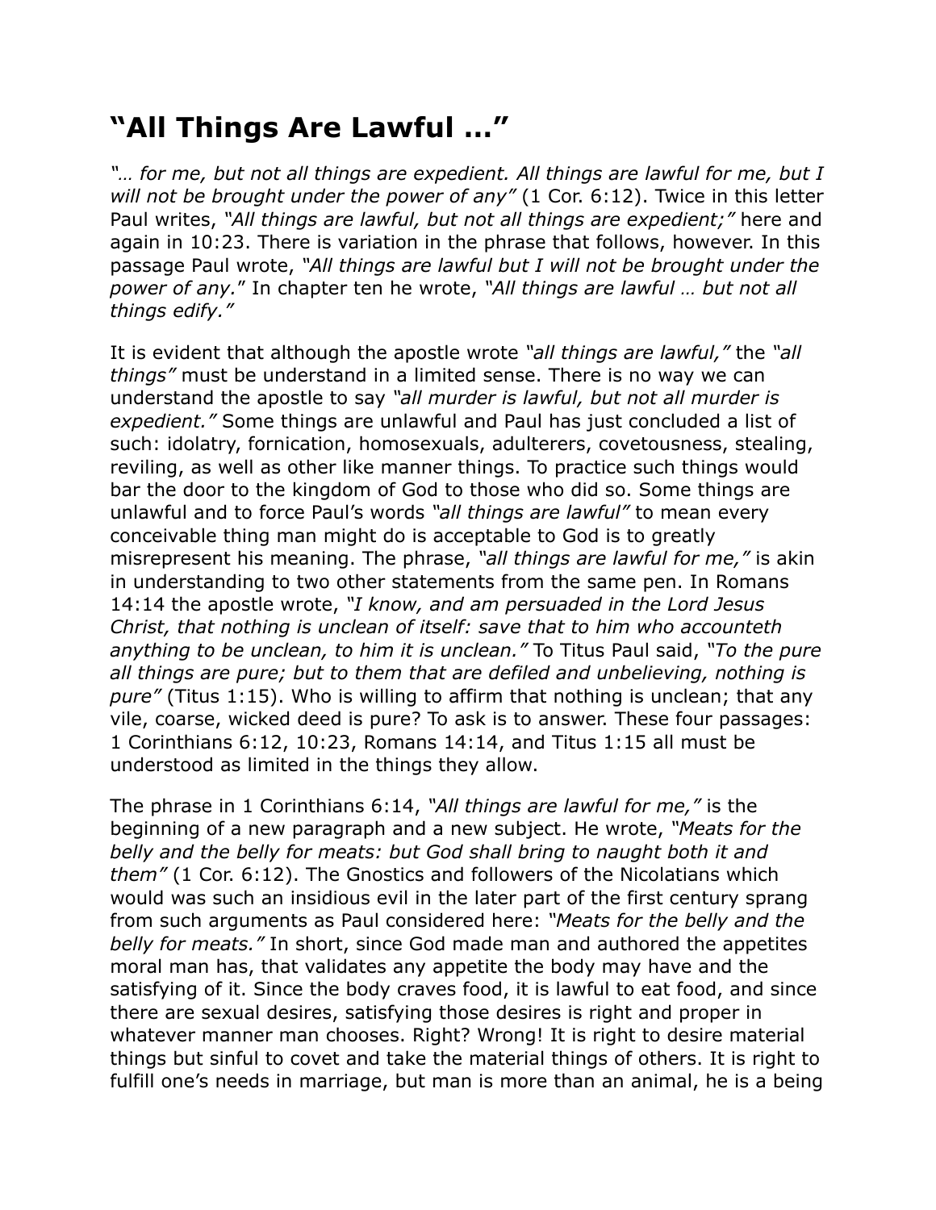# "All Things Are Lawful …"

*"… for me, but not all things are expedient. All things are lawful for me, but I will not be brought under the power of any"* (1 Cor. 6:12). Twice in this letter Paul writes, *"All things are lawful, but not all things are expedient;"* here and again in 10:23. There is variation in the phrase that follows, however. In this passage Paul wrote, *"All things are lawful but I will not be brought under the power of any."* In chapter ten he wrote, *"All things are lawful … but not all things edify."*

It is evident that although the apostle wrote *"all things are lawful,"* the *"all things"* must be understand in a limited sense. There is no way we can understand the apostle to say *"all murder is lawful, but not all murder is expedient."* Some things are unlawful and Paul has just concluded a list of such: idolatry, fornication, homosexuals, adulterers, covetousness, stealing, reviling, as well as other like manner things. To practice such things would bar the door to the kingdom of God to those who did so. Some things are unlawful and to force Paul's words *"all things are lawful"* to mean every conceivable thing man might do is acceptable to God is to greatly misrepresent his meaning. The phrase, *"all things are lawful for me,"* is akin in understanding to two other statements from the same pen. In Romans 14:14 the apostle wrote, *"I know, and am persuaded in the Lord Jesus Christ, that nothing is unclean of itself: save that to him who accounteth anything to be unclean, to him it is unclean."* To Titus Paul said, *"To the pure all things are pure; but to them that are defiled and unbelieving, nothing is pure"* (Titus 1:15). Who is willing to affirm that nothing is unclean; that any vile, coarse, wicked deed is pure? To ask is to answer. These four passages: 1 Corinthians 6:12, 10:23, Romans 14:14, and Titus 1:15 all must be understood as limited in the things they allow.

The phrase in 1 Corinthians 6:14, *"All things are lawful for me,"* is the beginning of a new paragraph and a new subject. He wrote, *"Meats for the belly and the belly for meats: but God shall bring to naught both it and them"* (1 Cor. 6:12). The Gnostics and followers of the Nicolatians which would was such an insidious evil in the later part of the first century sprang from such arguments as Paul considered here: *"Meats for the belly and the belly for meats."* In short, since God made man and authored the appetites moral man has, that validates any appetite the body may have and the satisfying of it. Since the body craves food, it is lawful to eat food, and since there are sexual desires, satisfying those desires is right and proper in whatever manner man chooses. Right? Wrong! It is right to desire material things but sinful to covet and take the material things of others. It is right to fulfill one's needs in marriage, but man is more than an animal, he is a being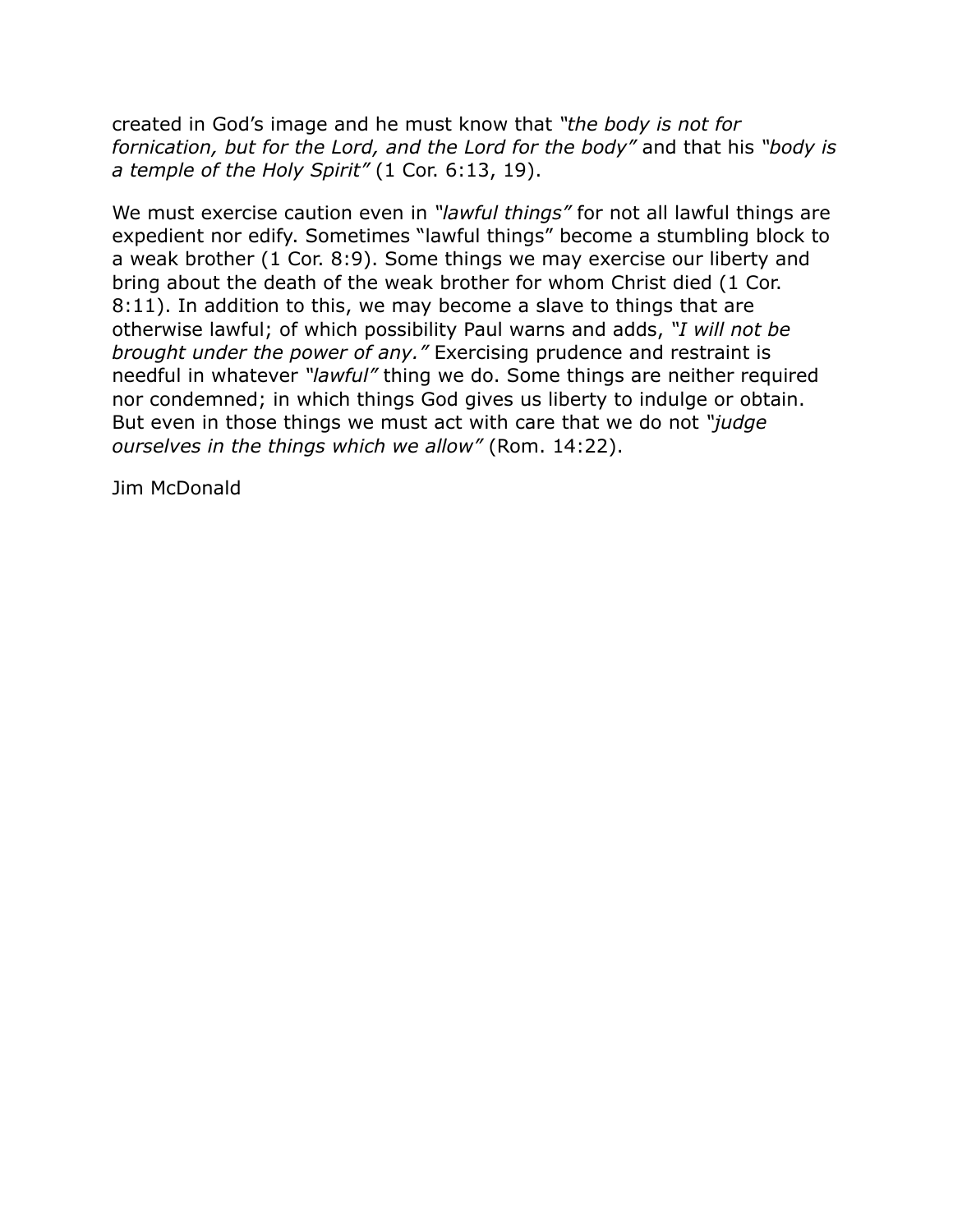created in God's image and he must know that *"the body is not for fornication, but for the Lord, and the Lord for the body"* and that his *"body is a temple of the Holy Spirit"* (1 Cor. 6:13, 19).

We must exercise caution even in *"lawful things"* for not all lawful things are expedient nor edify. Sometimes "lawful things" become a stumbling block to a weak brother (1 Cor. 8:9). Some things we may exercise our liberty and bring about the death of the weak brother for whom Christ died (1 Cor. 8:11). In addition to this, we may become a slave to things that are otherwise lawful; of which possibility Paul warns and adds, *"I will not be brought under the power of any."* Exercising prudence and restraint is needful in whatever *"lawful"* thing we do. Some things are neither required nor condemned; in which things God gives us liberty to indulge or obtain. But even in those things we must act with care that we do not *"judge ourselves in the things which we allow"* (Rom. 14:22).

Jim McDonald